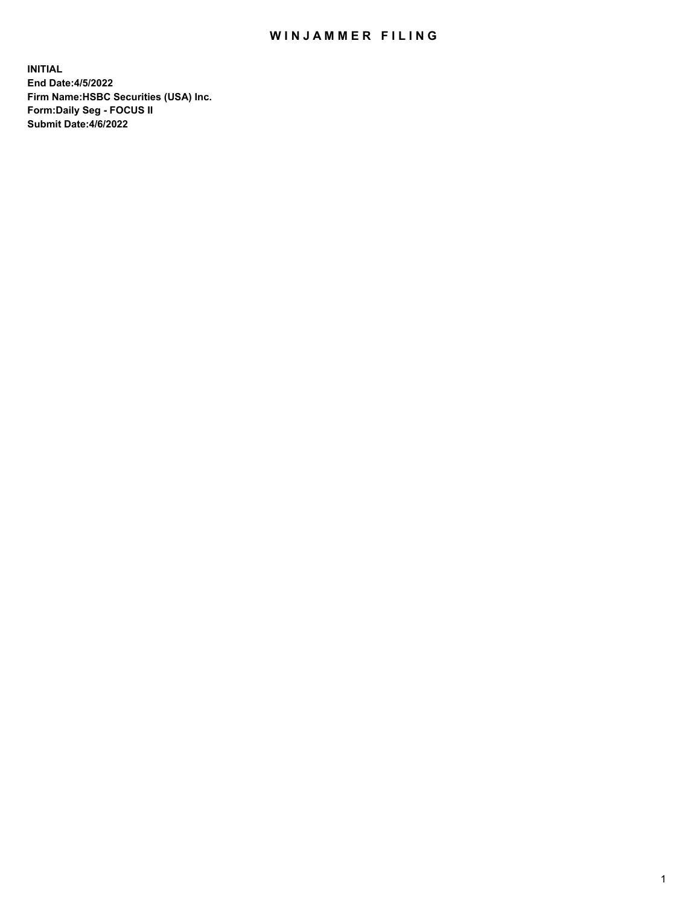# WINJAMMER FILING

**INITIAL**
**End Date:4/5/2022**
**Firm Name:HSBC Securities (USA) Inc.**
**Form:Daily Seg - FOCUS II**
**Submit Date:4/6/2022**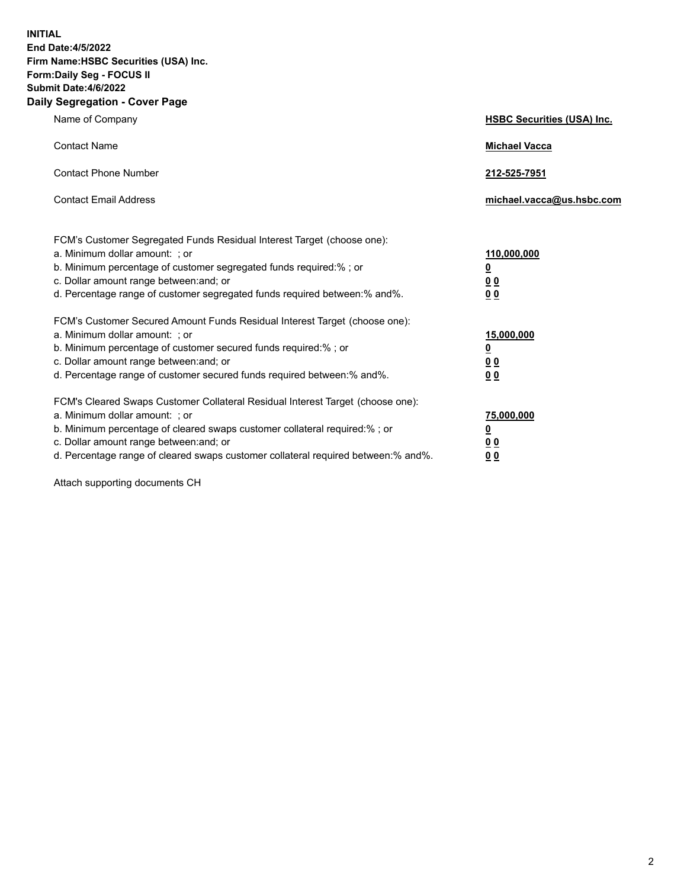**INITIAL**
**End Date:4/5/2022**
**Firm Name:HSBC Securities (USA) Inc.**
**Form:Daily Seg - FOCUS II**
**Submit Date:4/6/2022**

## Daily Segregation - Cover Page

| | |
|---|---|
| Name of Company | **HSBC Securities (USA) Inc.** |
| Contact Name | **Michael Vacca** |
| Contact Phone Number | **212-525-7951** |
| Contact Email Address | **michael.vacca@us.hsbc.com** |

| | |
|---|---|
| FCM's Customer Segregated Funds Residual Interest Target (choose one): | |
| a. Minimum dollar amount: ; or | **110,000,000** |
| b. Minimum percentage of customer segregated funds required:% ; or | **0** |
| c. Dollar amount range between:and; or | **0 0** |
| d. Percentage range of customer segregated funds required between:% and%. | **0 0** |
| FCM's Customer Secured Amount Funds Residual Interest Target (choose one): | |
| a. Minimum dollar amount: ; or | **15,000,000** |
| b. Minimum percentage of customer secured funds required:% ; or | **0** |
| c. Dollar amount range between:and; or | **0 0** |
| d. Percentage range of customer secured funds required between:% and%. | **0 0** |
| FCM's Cleared Swaps Customer Collateral Residual Interest Target (choose one): | |
| a. Minimum dollar amount: ; or | **75,000,000** |
| b. Minimum percentage of cleared swaps customer collateral required:% ; or | **0** |
| c. Dollar amount range between:and; or | **0 0** |
| d. Percentage range of cleared swaps customer collateral required between:% and%. | **0 0** |

Attach supporting documents CH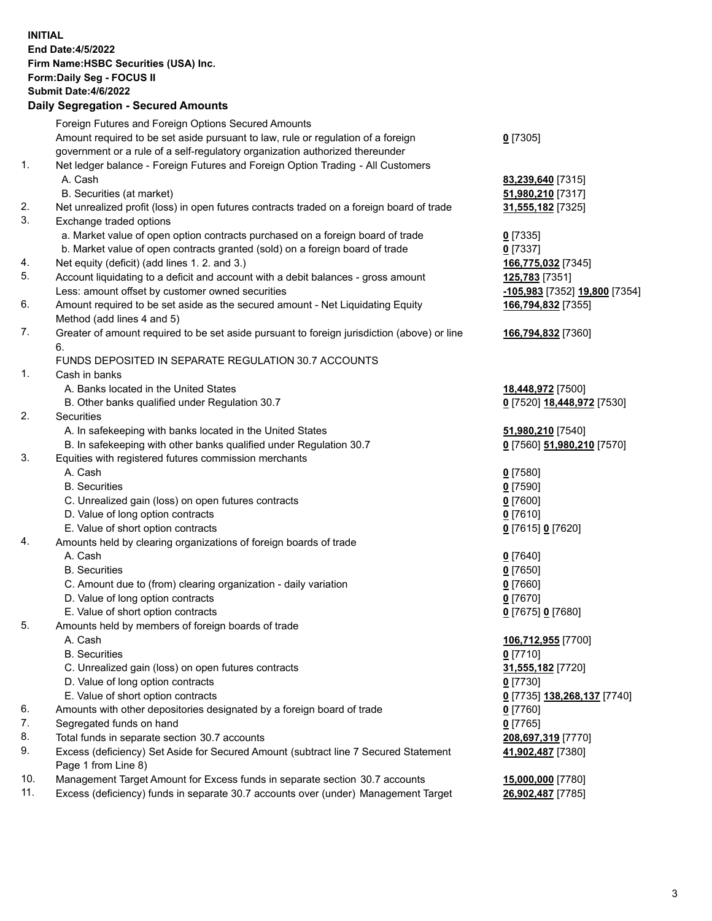**INITIAL**
**End Date:4/5/2022**
**Firm Name:HSBC Securities (USA) Inc.**
**Form:Daily Seg - FOCUS II**
**Submit Date:4/6/2022**

## Daily Segregation - Secured Amounts

| | | |
|---|---|---|
| | Foreign Futures and Foreign Options Secured Amounts | |
| | Amount required to be set aside pursuant to law, rule or regulation of a foreign government or a rule of a self-regulatory organization authorized thereunder | **0** [7305] |
| 1. | Net ledger balance - Foreign Futures and Foreign Option Trading - All Customers | |
| | A. Cash | **83,239,640** [7315] |
| | B. Securities (at market) | **51,980,210** [7317] |
| 2. | Net unrealized profit (loss) in open futures contracts traded on a foreign board of trade | **31,555,182** [7325] |
| 3. | Exchange traded options | |
| | a. Market value of open option contracts purchased on a foreign board of trade | **0** [7335] |
| | b. Market value of open contracts granted (sold) on a foreign board of trade | **0** [7337] |
| 4. | Net equity (deficit) (add lines 1. 2. and 3.) | **166,775,032** [7345] |
| 5. | Account liquidating to a deficit and account with a debit balances - gross amount | **125,783** [7351] |
| | Less: amount offset by customer owned securities | **-105,983** [7352] **19,800** [7354] |
| 6. | Amount required to be set aside as the secured amount - Net Liquidating Equity Method (add lines 4 and 5) | **166,794,832** [7355] |
| 7. | Greater of amount required to be set aside pursuant to foreign jurisdiction (above) or line 6. | **166,794,832** [7360] |
| | FUNDS DEPOSITED IN SEPARATE REGULATION 30.7 ACCOUNTS | |
| 1. | Cash in banks | |
| | A. Banks located in the United States | **18,448,972** [7500] |
| | B. Other banks qualified under Regulation 30.7 | **0** [7520] **18,448,972** [7530] |
| 2. | Securities | |
| | A. In safekeeping with banks located in the United States | **51,980,210** [7540] |
| | B. In safekeeping with other banks qualified under Regulation 30.7 | **0** [7560] **51,980,210** [7570] |
| 3. | Equities with registered futures commission merchants | |
| | A. Cash | **0** [7580] |
| | B. Securities | **0** [7590] |
| | C. Unrealized gain (loss) on open futures contracts | **0** [7600] |
| | D. Value of long option contracts | **0** [7610] |
| | E. Value of short option contracts | **0** [7615] **0** [7620] |
| 4. | Amounts held by clearing organizations of foreign boards of trade | |
| | A. Cash | **0** [7640] |
| | B. Securities | **0** [7650] |
| | C. Amount due to (from) clearing organization - daily variation | **0** [7660] |
| | D. Value of long option contracts | **0** [7670] |
| | E. Value of short option contracts | **0** [7675] **0** [7680] |
| 5. | Amounts held by members of foreign boards of trade | |
| | A. Cash | **106,712,955** [7700] |
| | B. Securities | **0** [7710] |
| | C. Unrealized gain (loss) on open futures contracts | **31,555,182** [7720] |
| | D. Value of long option contracts | **0** [7730] |
| | E. Value of short option contracts | **0** [7735] **138,268,137** [7740] |
| 6. | Amounts with other depositories designated by a foreign board of trade | **0** [7760] |
| 7. | Segregated funds on hand | **0** [7765] |
| 8. | Total funds in separate section 30.7 accounts | **208,697,319** [7770] |
| 9. | Excess (deficiency) Set Aside for Secured Amount (subtract line 7 Secured Statement Page 1 from Line 8) | **41,902,487** [7380] |
| 10. | Management Target Amount for Excess funds in separate section 30.7 accounts | **15,000,000** [7780] |
| 11. | Excess (deficiency) funds in separate 30.7 accounts over (under) Management Target | **26,902,487** [7785] |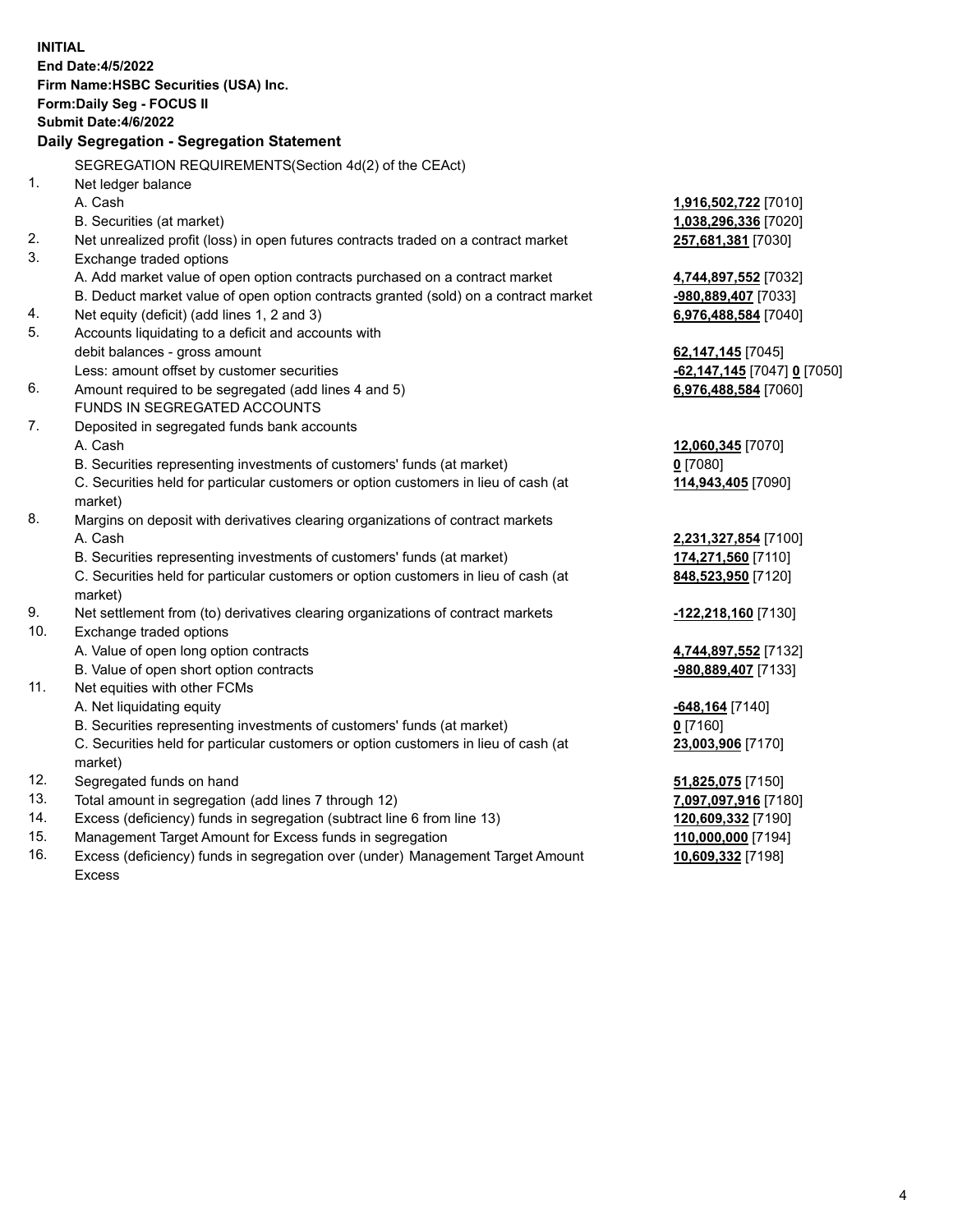**INITIAL**
**End Date:4/5/2022**
**Firm Name:HSBC Securities (USA) Inc.**
**Form:Daily Seg - FOCUS II**
**Submit Date:4/6/2022**

### Daily Segregation - Segregation Statement

SEGREGATION REQUIREMENTS(Section 4d(2) of the CEAct)

| | | |
|---|---|---|
| 1. | Net ledger balance | |
| | A. Cash | **1,916,502,722** [7010] |
| | B. Securities (at market) | **1,038,296,336** [7020] |
| 2. | Net unrealized profit (loss) in open futures contracts traded on a contract market | **257,681,381** [7030] |
| 3. | Exchange traded options | |
| | A. Add market value of open option contracts purchased on a contract market | **4,744,897,552** [7032] |
| | B. Deduct market value of open option contracts granted (sold) on a contract market | **-980,889,407** [7033] |
| 4. | Net equity (deficit) (add lines 1, 2 and 3) | **6,976,488,584** [7040] |
| 5. | Accounts liquidating to a deficit and accounts with debit balances - gross amount | **62,147,145** [7045] |
| | Less: amount offset by customer securities | **-62,147,145** [7047] **0** [7050] |
| 6. | Amount required to be segregated (add lines 4 and 5) | **6,976,488,584** [7060] |
| | FUNDS IN SEGREGATED ACCOUNTS | |
| 7. | Deposited in segregated funds bank accounts | |
| | A. Cash | **12,060,345** [7070] |
| | B. Securities representing investments of customers' funds (at market) | **0** [7080] |
| | C. Securities held for particular customers or option customers in lieu of cash (at market) | **114,943,405** [7090] |
| 8. | Margins on deposit with derivatives clearing organizations of contract markets | |
| | A. Cash | **2,231,327,854** [7100] |
| | B. Securities representing investments of customers' funds (at market) | **174,271,560** [7110] |
| | C. Securities held for particular customers or option customers in lieu of cash (at market) | **848,523,950** [7120] |
| 9. | Net settlement from (to) derivatives clearing organizations of contract markets | **-122,218,160** [7130] |
| 10. | Exchange traded options | |
| | A. Value of open long option contracts | **4,744,897,552** [7132] |
| | B. Value of open short option contracts | **-980,889,407** [7133] |
| 11. | Net equities with other FCMs | |
| | A. Net liquidating equity | **-648,164** [7140] |
| | B. Securities representing investments of customers' funds (at market) | **0** [7160] |
| | C. Securities held for particular customers or option customers in lieu of cash (at market) | **23,003,906** [7170] |
| 12. | Segregated funds on hand | **51,825,075** [7150] |
| 13. | Total amount in segregation (add lines 7 through 12) | **7,097,097,916** [7180] |
| 14. | Excess (deficiency) funds in segregation (subtract line 6 from line 13) | **120,609,332** [7190] |
| 15. | Management Target Amount for Excess funds in segregation | **110,000,000** [7194] |
| 16. | Excess (deficiency) funds in segregation over (under) Management Target Amount Excess | **10,609,332** [7198] |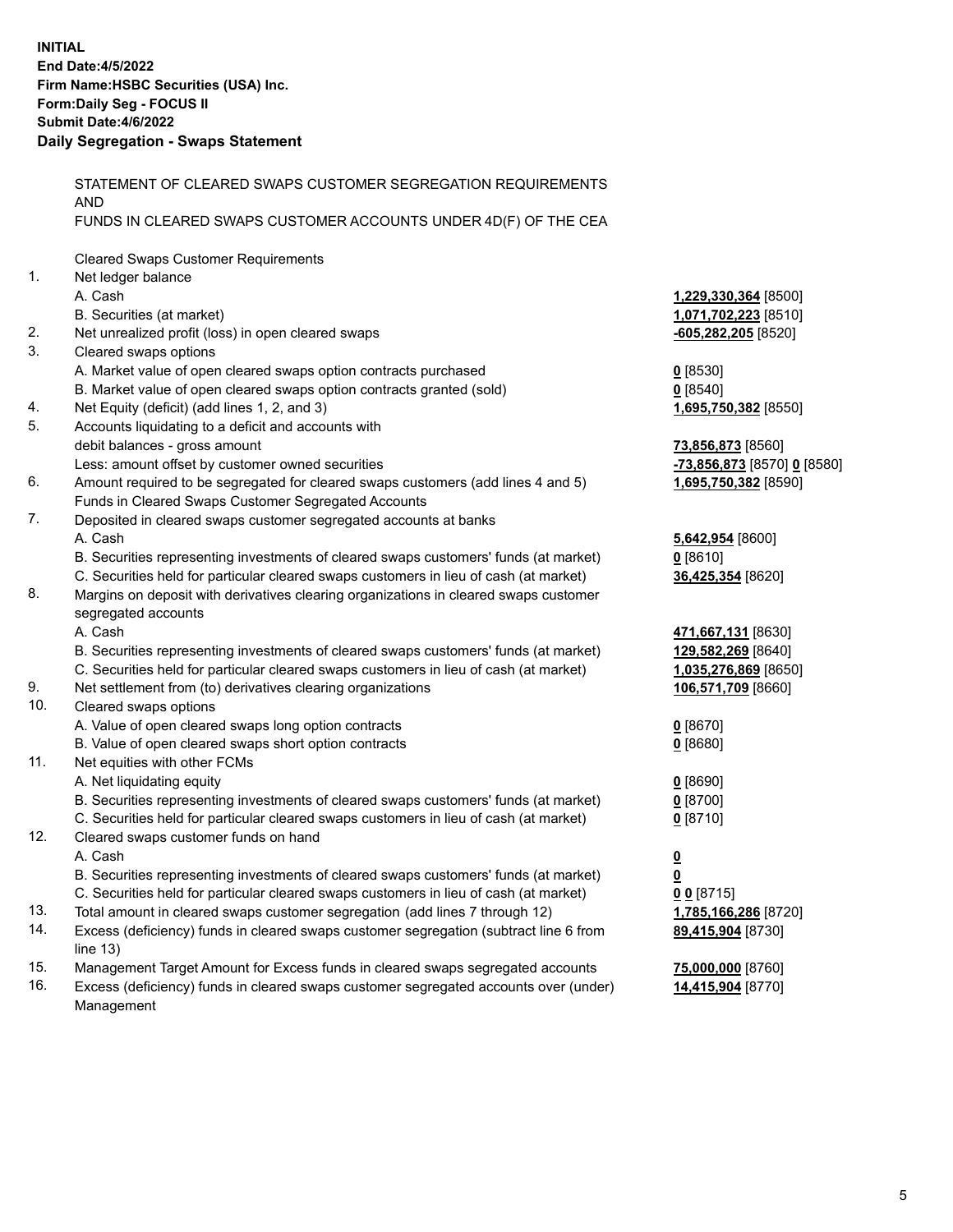**INITIAL**
**End Date:4/5/2022**
**Firm Name:HSBC Securities (USA) Inc.**
**Form:Daily Seg - FOCUS II**
**Submit Date:4/6/2022**
**Daily Segregation - Swaps Statement**

STATEMENT OF CLEARED SWAPS CUSTOMER SEGREGATION REQUIREMENTS AND
FUNDS IN CLEARED SWAPS CUSTOMER ACCOUNTS UNDER 4D(F) OF THE CEA

| | | |
|---|---|---|
| | Cleared Swaps Customer Requirements | |
| 1. | Net ledger balance | |
| | A. Cash | **1,229,330,364** [8500] |
| | B. Securities (at market) | **1,071,702,223** [8510] |
| 2. | Net unrealized profit (loss) in open cleared swaps | **-605,282,205** [8520] |
| 3. | Cleared swaps options | |
| | A. Market value of open cleared swaps option contracts purchased | **0** [8530] |
| | B. Market value of open cleared swaps option contracts granted (sold) | **0** [8540] |
| 4. | Net Equity (deficit) (add lines 1, 2, and 3) | **1,695,750,382** [8550] |
| 5. | Accounts liquidating to a deficit and accounts with debit balances - gross amount | **73,856,873** [8560] |
| | Less: amount offset by customer owned securities | **-73,856,873** [8570] **0** [8580] |
| 6. | Amount required to be segregated for cleared swaps customers (add lines 4 and 5) | **1,695,750,382** [8590] |
| | Funds in Cleared Swaps Customer Segregated Accounts | |
| 7. | Deposited in cleared swaps customer segregated accounts at banks | |
| | A. Cash | **5,642,954** [8600] |
| | B. Securities representing investments of cleared swaps customers' funds (at market) | **0** [8610] |
| | C. Securities held for particular cleared swaps customers in lieu of cash (at market) | **36,425,354** [8620] |
| 8. | Margins on deposit with derivatives clearing organizations in cleared swaps customer segregated accounts | |
| | A. Cash | **471,667,131** [8630] |
| | B. Securities representing investments of cleared swaps customers' funds (at market) | **129,582,269** [8640] |
| | C. Securities held for particular cleared swaps customers in lieu of cash (at market) | **1,035,276,869** [8650] |
| 9. | Net settlement from (to) derivatives clearing organizations | **106,571,709** [8660] |
| 10. | Cleared swaps options | |
| | A. Value of open cleared swaps long option contracts | **0** [8670] |
| | B. Value of open cleared swaps short option contracts | **0** [8680] |
| 11. | Net equities with other FCMs | |
| | A. Net liquidating equity | **0** [8690] |
| | B. Securities representing investments of cleared swaps customers' funds (at market) | **0** [8700] |
| | C. Securities held for particular cleared swaps customers in lieu of cash (at market) | **0** [8710] |
| 12. | Cleared swaps customer funds on hand | |
| | A. Cash | **0** |
| | B. Securities representing investments of cleared swaps customers' funds (at market) | **0** |
| | C. Securities held for particular cleared swaps customers in lieu of cash (at market) | **0** **0** [8715] |
| 13. | Total amount in cleared swaps customer segregation (add lines 7 through 12) | **1,785,166,286** [8720] |
| 14. | Excess (deficiency) funds in cleared swaps customer segregation (subtract line 6 from line 13) | **89,415,904** [8730] |
| 15. | Management Target Amount for Excess funds in cleared swaps segregated accounts | **75,000,000** [8760] |
| 16. | Excess (deficiency) funds in cleared swaps customer segregated accounts over (under) Management | **14,415,904** [8770] |